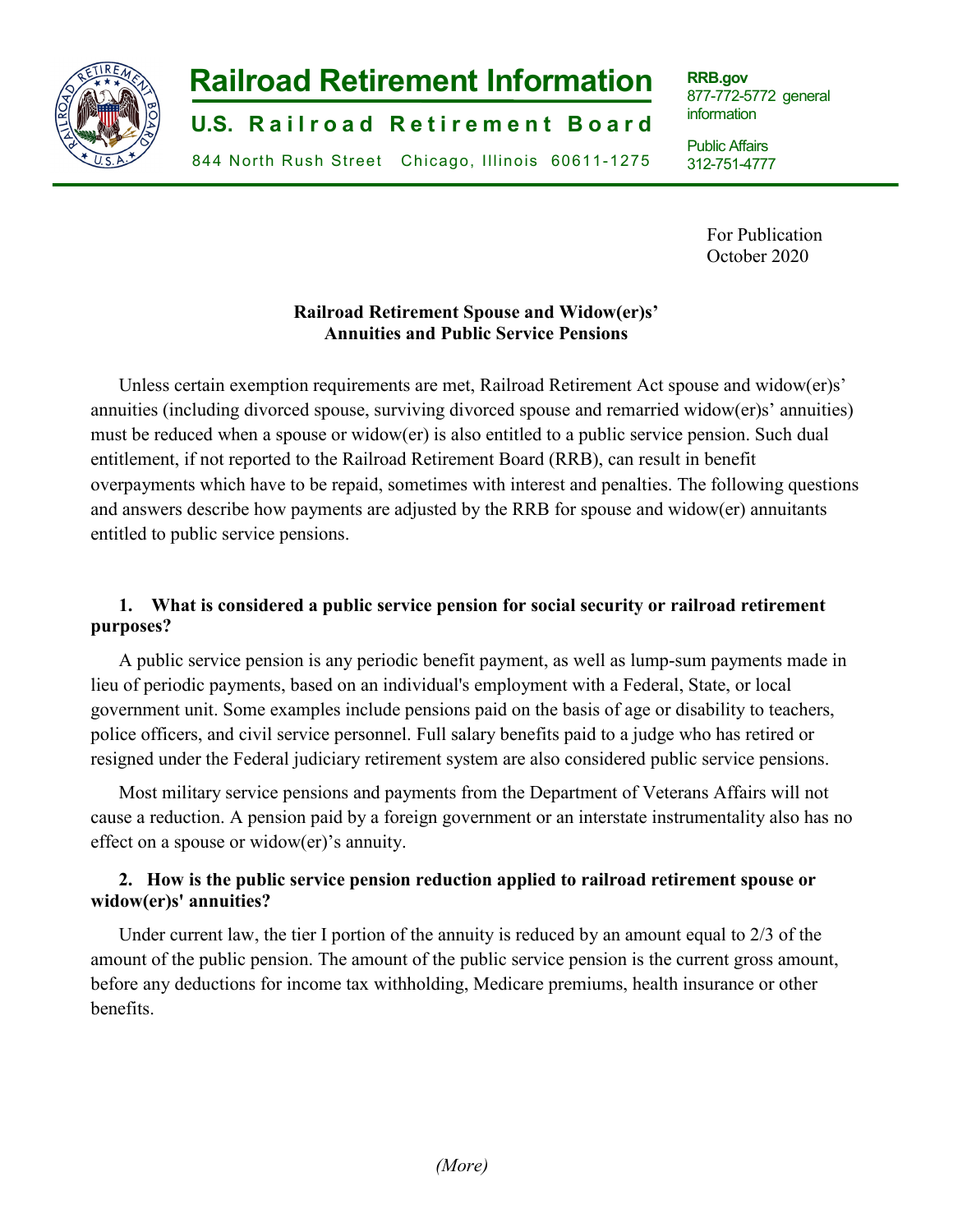# Railroad Retirement Information

## U.S. Railroad Retirement Board

844 North Rush Street Chicago, Illinois 60611-1275

RRB.gov
877-772-5772 general information

Public Affairs
312-751-4777

For Publication
October 2020

**Railroad Retirement Spouse and Widow(er)s' Annuities and Public Service Pensions**

Unless certain exemption requirements are met, Railroad Retirement Act spouse and widow(er)s' annuities (including divorced spouse, surviving divorced spouse and remarried widow(er)s' annuities) must be reduced when a spouse or widow(er) is also entitled to a public service pension. Such dual entitlement, if not reported to the Railroad Retirement Board (RRB), can result in benefit overpayments which have to be repaid, sometimes with interest and penalties. The following questions and answers describe how payments are adjusted by the RRB for spouse and widow(er) annuitants entitled to public service pensions.

**1. What is considered a public service pension for social security or railroad retirement purposes?**

A public service pension is any periodic benefit payment, as well as lump-sum payments made in lieu of periodic payments, based on an individual's employment with a Federal, State, or local government unit. Some examples include pensions paid on the basis of age or disability to teachers, police officers, and civil service personnel. Full salary benefits paid to a judge who has retired or resigned under the Federal judiciary retirement system are also considered public service pensions.

Most military service pensions and payments from the Department of Veterans Affairs will not cause a reduction. A pension paid by a foreign government or an interstate instrumentality also has no effect on a spouse or widow(er)'s annuity.

**2. How is the public service pension reduction applied to railroad retirement spouse or widow(er)s' annuities?**

Under current law, the tier I portion of the annuity is reduced by an amount equal to 2/3 of the amount of the public pension. The amount of the public service pension is the current gross amount, before any deductions for income tax withholding, Medicare premiums, health insurance or other benefits.

*(More)*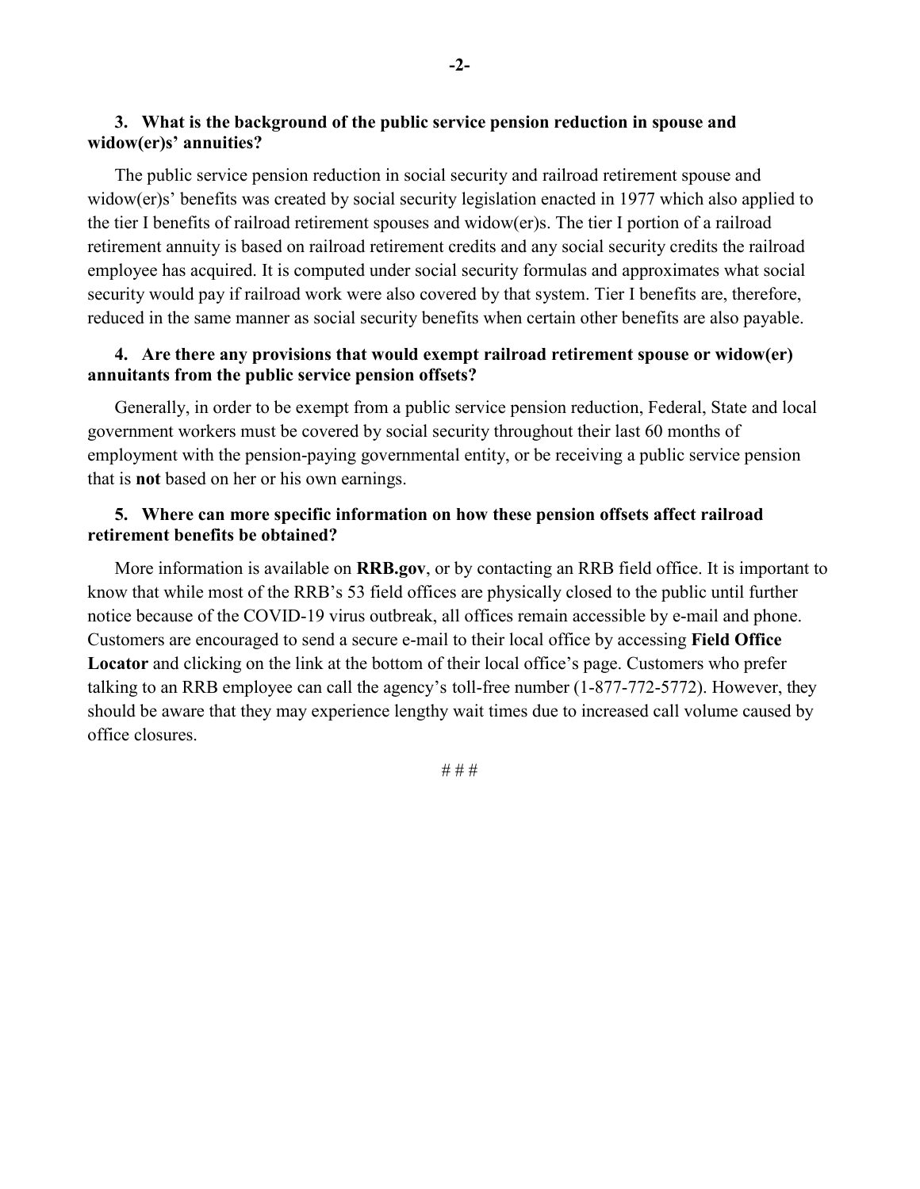**3. What is the background of the public service pension reduction in spouse and widow(er)s' annuities?**

The public service pension reduction in social security and railroad retirement spouse and widow(er)s' benefits was created by social security legislation enacted in 1977 which also applied to the tier I benefits of railroad retirement spouses and widow(er)s. The tier I portion of a railroad retirement annuity is based on railroad retirement credits and any social security credits the railroad employee has acquired. It is computed under social security formulas and approximates what social security would pay if railroad work were also covered by that system. Tier I benefits are, therefore, reduced in the same manner as social security benefits when certain other benefits are also payable.

**4. Are there any provisions that would exempt railroad retirement spouse or widow(er) annuitants from the public service pension offsets?**

Generally, in order to be exempt from a public service pension reduction, Federal, State and local government workers must be covered by social security throughout their last 60 months of employment with the pension-paying governmental entity, or be receiving a public service pension that is **not** based on her or his own earnings.

**5. Where can more specific information on how these pension offsets affect railroad retirement benefits be obtained?**

More information is available on **RRB.gov**, or by contacting an RRB field office. It is important to know that while most of the RRB's 53 field offices are physically closed to the public until further notice because of the COVID-19 virus outbreak, all offices remain accessible by e-mail and phone. Customers are encouraged to send a secure e-mail to their local office by accessing **Field Office Locator** and clicking on the link at the bottom of their local office's page. Customers who prefer talking to an RRB employee can call the agency's toll-free number (1-877-772-5772). However, they should be aware that they may experience lengthy wait times due to increased call volume caused by office closures.

# # #